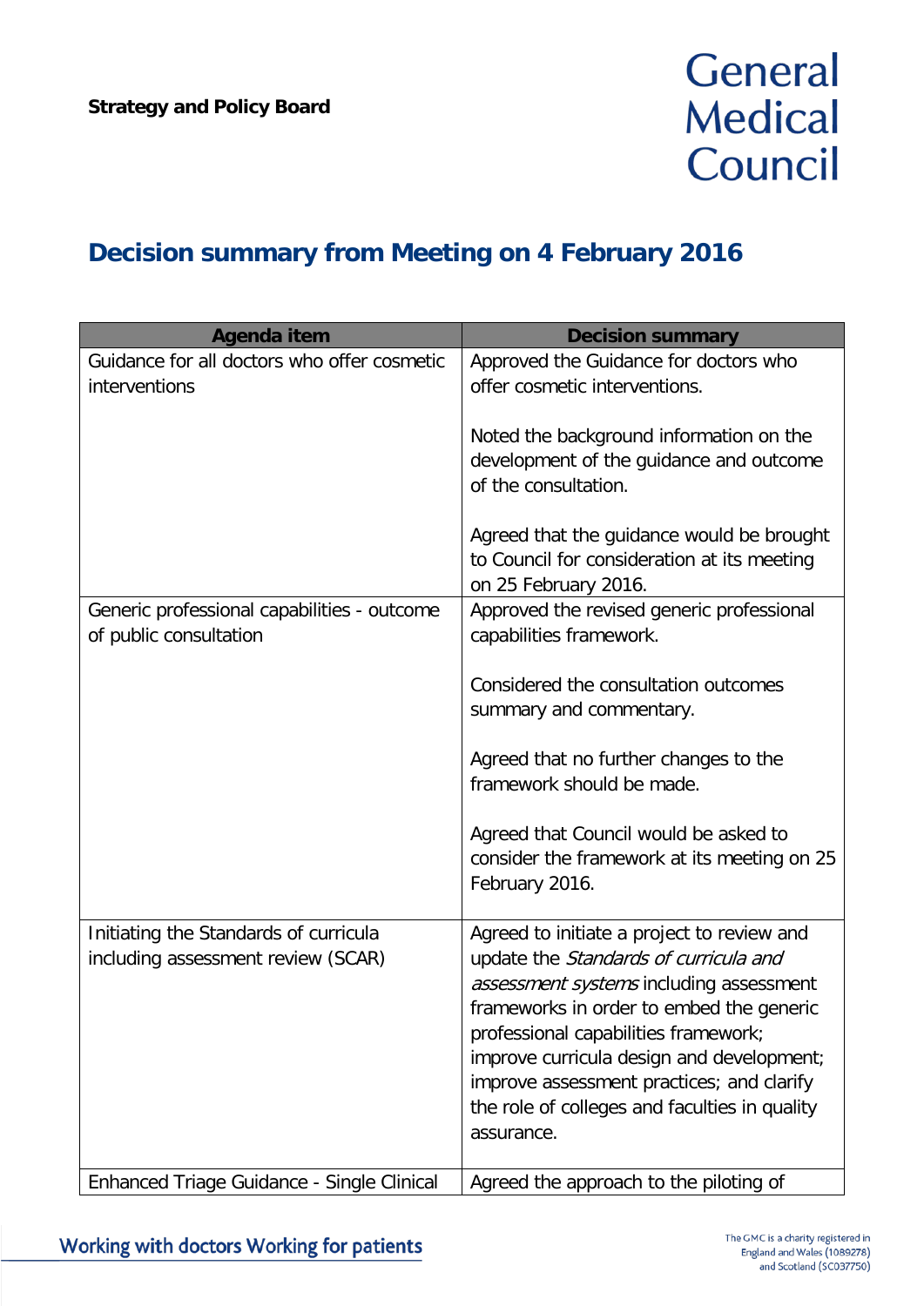**Strategy and Policy Board**

# Decision summary from Meeting on 4 February 2016

| Agenda item | Decision summary |
|---|---|
| Guidance for all doctors who offer cosmetic interventions | Approved the Guidance for doctors who offer cosmetic interventions.<br><br>Noted the background information on the development of the guidance and outcome of the consultation.<br><br>Agreed that the guidance would be brought to Council for consideration at its meeting on 25 February 2016. |
| Generic professional capabilities - outcome of public consultation | Approved the revised generic professional capabilities framework.<br><br>Considered the consultation outcomes summary and commentary.<br><br>Agreed that no further changes to the framework should be made.<br><br>Agreed that Council would be asked to consider the framework at its meeting on 25 February 2016. |
| Initiating the Standards of curricula including assessment review (SCAR) | Agreed to initiate a project to review and update the *Standards of curricula and assessment systems* including assessment frameworks in order to embed the generic professional capabilities framework; improve curricula design and development; improve assessment practices; and clarify the role of colleges and faculties in quality assurance. |
| Enhanced Triage Guidance - Single Clinical | Agreed the approach to the piloting of |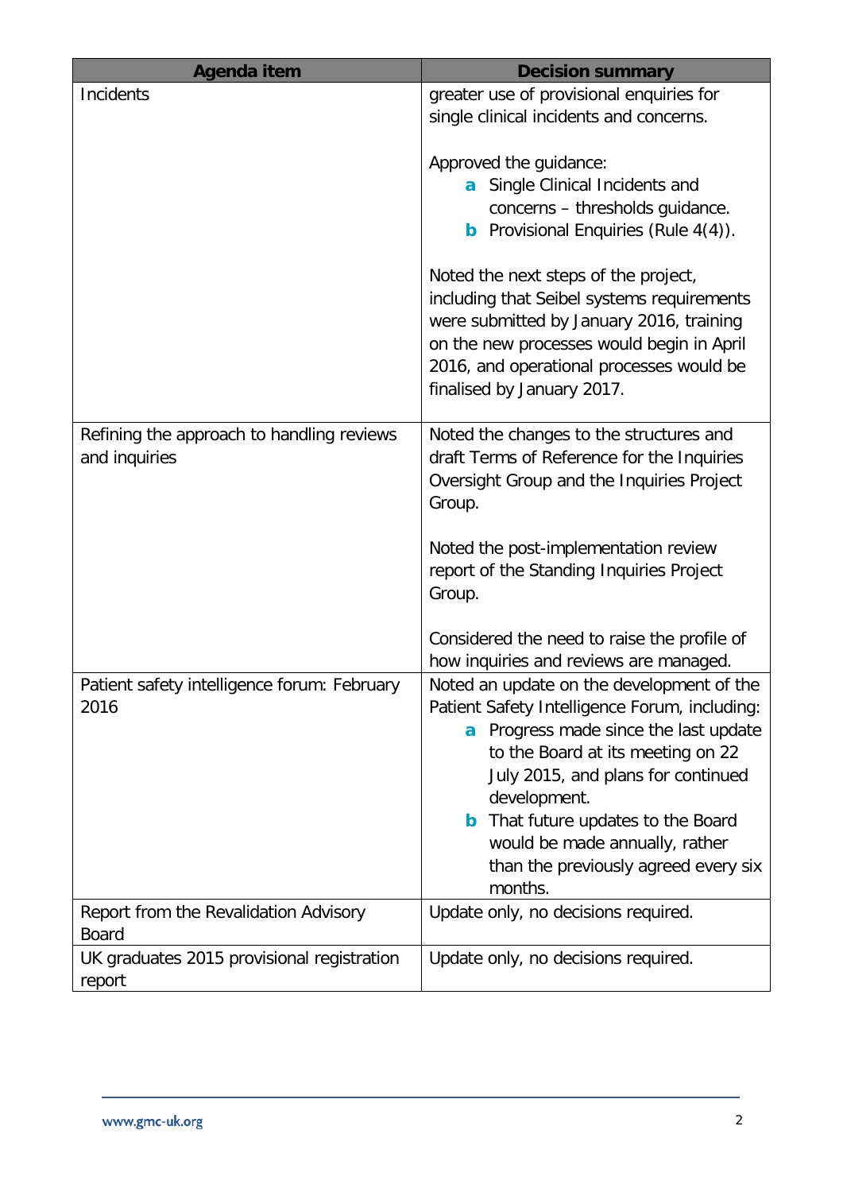| Agenda item | Decision summary |
|---|---|
| Incidents | greater use of provisional enquiries for single clinical incidents and concerns.<br><br>Approved the guidance:<br>**a** Single Clinical Incidents and concerns – thresholds guidance.<br>**b** Provisional Enquiries (Rule 4(4)).<br><br>Noted the next steps of the project, including that Seibel systems requirements were submitted by January 2016, training on the new processes would begin in April 2016, and operational processes would be finalised by January 2017. |
| Refining the approach to handling reviews and inquiries | Noted the changes to the structures and draft Terms of Reference for the Inquiries Oversight Group and the Inquiries Project Group.<br><br>Noted the post-implementation review report of the Standing Inquiries Project Group.<br><br>Considered the need to raise the profile of how inquiries and reviews are managed. |
| Patient safety intelligence forum: February 2016 | Noted an update on the development of the Patient Safety Intelligence Forum, including:<br>**a** Progress made since the last update to the Board at its meeting on 22 July 2015, and plans for continued development.<br>**b** That future updates to the Board would be made annually, rather than the previously agreed every six months. |
| Report from the Revalidation Advisory Board | Update only, no decisions required. |
| UK graduates 2015 provisional registration report | Update only, no decisions required. |